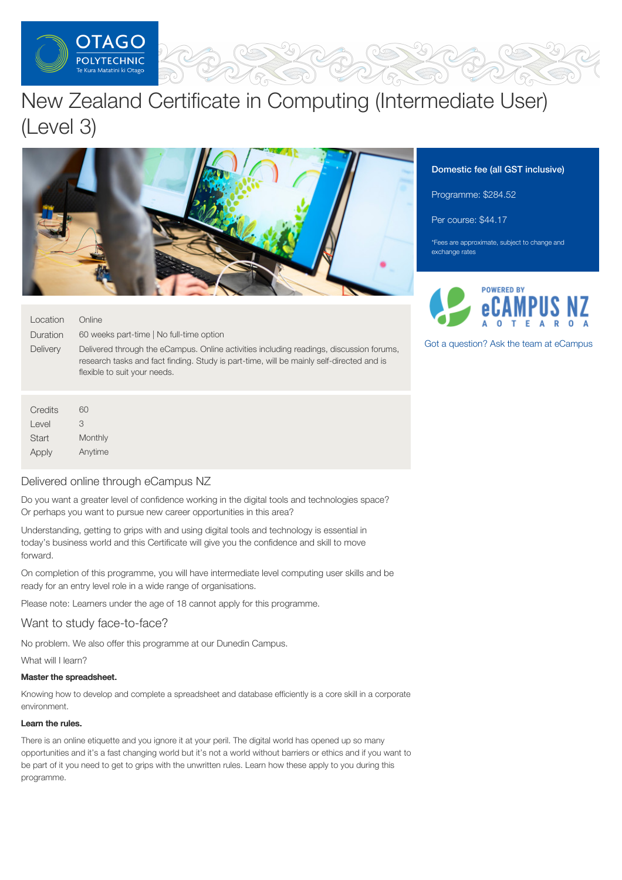# New Zealand Certificate in Computing (Intermediate User) (Level 3)

**Domestic fee (all GST inclusive)**

Programme: $284.52

Per course: $44.17

*Fees are approximate, subject to change and exchange rates

Got a question? Ask the team at eCampus

| | |
|---|---|
| Location | Online |
| Duration | 60 weeks part-time \| No full-time option |
| Delivery | Delivered through the eCampus. Online activities including readings, discussion forums, research tasks and fact finding. Study is part-time, will be mainly self-directed and is flexible to suit your needs. |

| | |
|---|---|
| Credits | 60 |
| Level | 3 |
| Start | Monthly |
| Apply | Anytime |

## Delivered online through eCampus NZ

Do you want a greater level of confidence working in the digital tools and technologies space? Or perhaps you want to pursue new career opportunities in this area?

Understanding, getting to grips with and using digital tools and technology is essential in today's business world and this Certificate will give you the confidence and skill to move forward.

On completion of this programme, you will have intermediate level computing user skills and be ready for an entry level role in a wide range of organisations.

Please note: Learners under the age of 18 cannot apply for this programme.

## Want to study face-to-face?

No problem. We also offer this programme at our Dunedin Campus.

What will I learn?

**Master the spreadsheet.**

Knowing how to develop and complete a spreadsheet and database efficiently is a core skill in a corporate environment.

**Learn the rules.**

There is an online etiquette and you ignore it at your peril. The digital world has opened up so many opportunities and it's a fast changing world but it's not a world without barriers or ethics and if you want to be part of it you need to get to grips with the unwritten rules. Learn how these apply to you during this programme.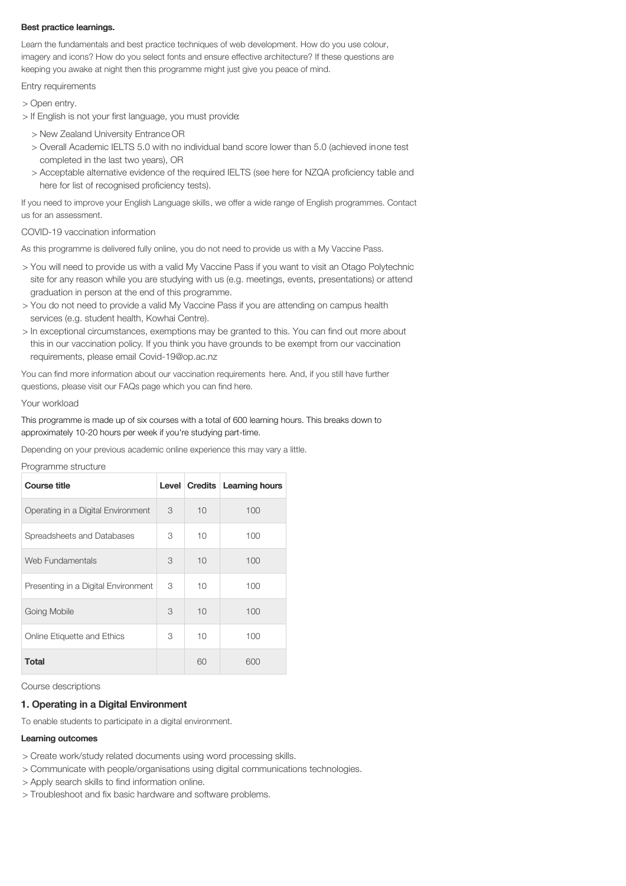**Best practice learnings.**

Learn the fundamentals and best practice techniques of web development. How do you use colour, imagery and icons? How do you select fonts and ensure effective architecture? If these questions are keeping you awake at night then this programme might just give you peace of mind.

Entry requirements

- Open entry.
- If English is not your first language, you must provide:
  - New Zealand University Entrance OR
  - Overall Academic IELTS 5.0 with no individual band score lower than 5.0 (achieved in one test completed in the last two years), OR
  - Acceptable alternative evidence of the required IELTS (see here for NZQA proficiency table and here for list of recognised proficiency tests).

If you need to improve your English Language skills, we offer a wide range of English programmes. Contact us for an assessment.

COVID-19 vaccination information

As this programme is delivered fully online, you do not need to provide us with a My Vaccine Pass.

- You will need to provide us with a valid My Vaccine Pass if you want to visit an Otago Polytechnic site for any reason while you are studying with us (e.g. meetings, events, presentations) or attend graduation in person at the end of this programme.
- You do not need to provide a valid My Vaccine Pass if you are attending on campus health services (e.g. student health, Kowhai Centre).
- In exceptional circumstances, exemptions may be granted to this. You can find out more about this in our vaccination policy. If you think you have grounds to be exempt from our vaccination requirements, please email Covid-19@op.ac.nz

You can find more information about our vaccination requirements here. And, if you still have further questions, please visit our FAQs page which you can find here.

Your workload

This programme is made up of six courses with a total of 600 learning hours. This breaks down to approximately 10-20 hours per week if you're studying part-time.

Depending on your previous academic online experience this may vary a little.

Programme structure

| Course title | Level | Credits | Learning hours |
|---|---|---|---|
| Operating in a Digital Environment | 3 | 10 | 100 |
| Spreadsheets and Databases | 3 | 10 | 100 |
| Web Fundamentals | 3 | 10 | 100 |
| Presenting in a Digital Environment | 3 | 10 | 100 |
| Going Mobile | 3 | 10 | 100 |
| Online Etiquette and Ethics | 3 | 10 | 100 |
| **Total** | | 60 | 600 |

Course descriptions

### 1. Operating in a Digital Environment

To enable students to participate in a digital environment.

**Learning outcomes**

- Create work/study related documents using word processing skills.
- Communicate with people/organisations using digital communications technologies.
- Apply search skills to find information online.
- Troubleshoot and fix basic hardware and software problems.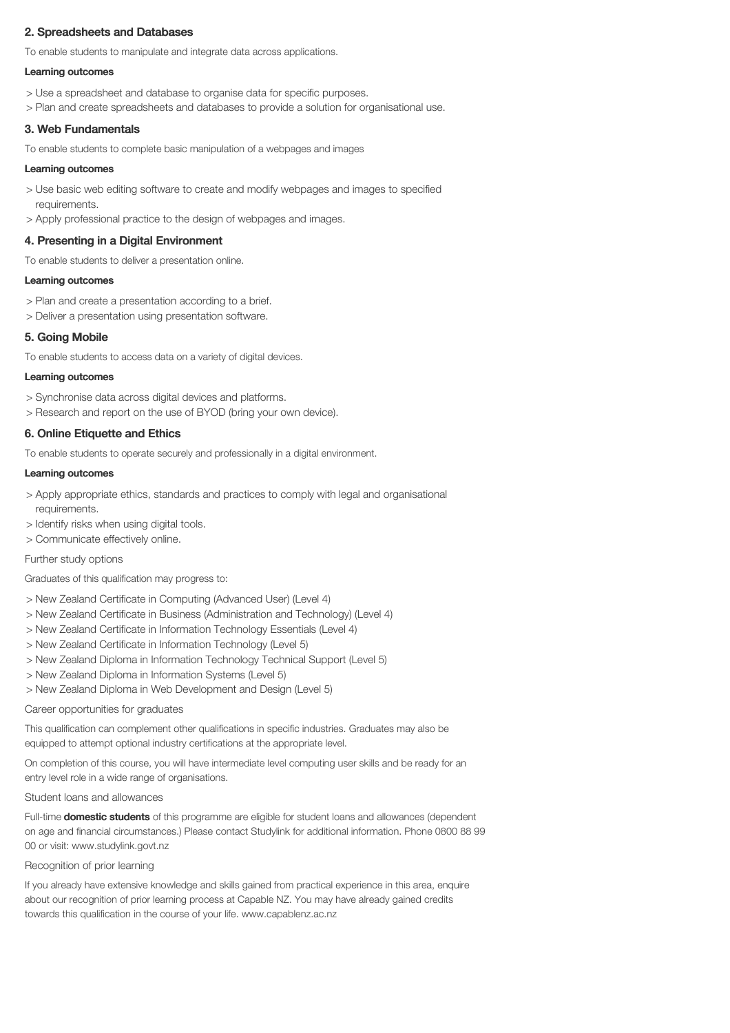### 2. Spreadsheets and Databases

To enable students to manipulate and integrate data across applications.

#### Learning outcomes

> Use a spreadsheet and database to organise data for specific purposes.
> Plan and create spreadsheets and databases to provide a solution for organisational use.

### 3. Web Fundamentals

To enable students to complete basic manipulation of a webpages and images

#### Learning outcomes

> Use basic web editing software to create and modify webpages and images to specified requirements.
> Apply professional practice to the design of webpages and images.

### 4. Presenting in a Digital Environment

To enable students to deliver a presentation online.

#### Learning outcomes

> Plan and create a presentation according to a brief.
> Deliver a presentation using presentation software.

### 5. Going Mobile

To enable students to access data on a variety of digital devices.

#### Learning outcomes

> Synchronise data across digital devices and platforms.
> Research and report on the use of BYOD (bring your own device).

### 6. Online Etiquette and Ethics

To enable students to operate securely and professionally in a digital environment.

#### Learning outcomes

> Apply appropriate ethics, standards and practices to comply with legal and organisational requirements.
> Identify risks when using digital tools.
> Communicate effectively online.

Further study options

Graduates of this qualification may progress to:

> New Zealand Certificate in Computing (Advanced User) (Level 4)
> New Zealand Certificate in Business (Administration and Technology) (Level 4)
> New Zealand Certificate in Information Technology Essentials (Level 4)
> New Zealand Certificate in Information Technology (Level 5)
> New Zealand Diploma in Information Technology Technical Support (Level 5)
> New Zealand Diploma in Information Systems (Level 5)
> New Zealand Diploma in Web Development and Design (Level 5)

Career opportunities for graduates

This qualification can complement other qualifications in specific industries. Graduates may also be equipped to attempt optional industry certifications at the appropriate level.

On completion of this course, you will have intermediate level computing user skills and be ready for an entry level role in a wide range of organisations.

Student loans and allowances

Full-time **domestic students** of this programme are eligible for student loans and allowances (dependent on age and financial circumstances.) Please contact Studylink for additional information. Phone 0800 88 99 00 or visit: www.studylink.govt.nz

Recognition of prior learning

If you already have extensive knowledge and skills gained from practical experience in this area, enquire about our recognition of prior learning process at Capable NZ. You may have already gained credits towards this qualification in the course of your life. www.capablenz.ac.nz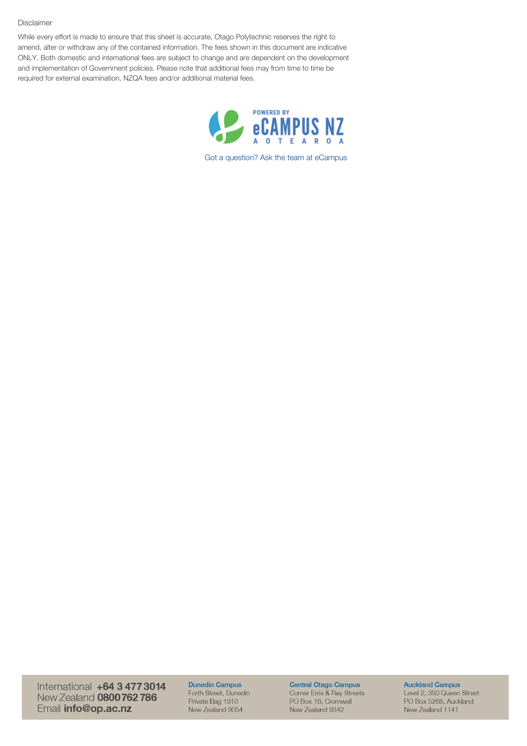Disclaimer

While every effort is made to ensure that this sheet is accurate, Otago Polytechnic reserves the right to amend, alter or withdraw any of the contained information. The fees shown in this document are indicative ONLY. Both domestic and international fees are subject to change and are dependent on the development and implementation of Government policies. Please note that additional fees may from time to time be required for external examination, NZQA fees and/or additional material fees.

POWERED BY eCAMPUS NZ AOTEAROA

Got a question? Ask the team at eCampus

International **+64 3 477 3014**
New Zealand **0800 762 786**
Email **info@op.ac.nz**

**Dunedin Campus**
Forth Street, Dunedin
Private Bag 1910
New Zealand 9054

**Central Otago Campus**
Corner Erris & Ray Streets
PO Box 16, Cromwell
New Zealand 9342

**Auckland Campus**
Level 2, 350 Queen Street
PO Box 5268, Auckland
New Zealand 1141